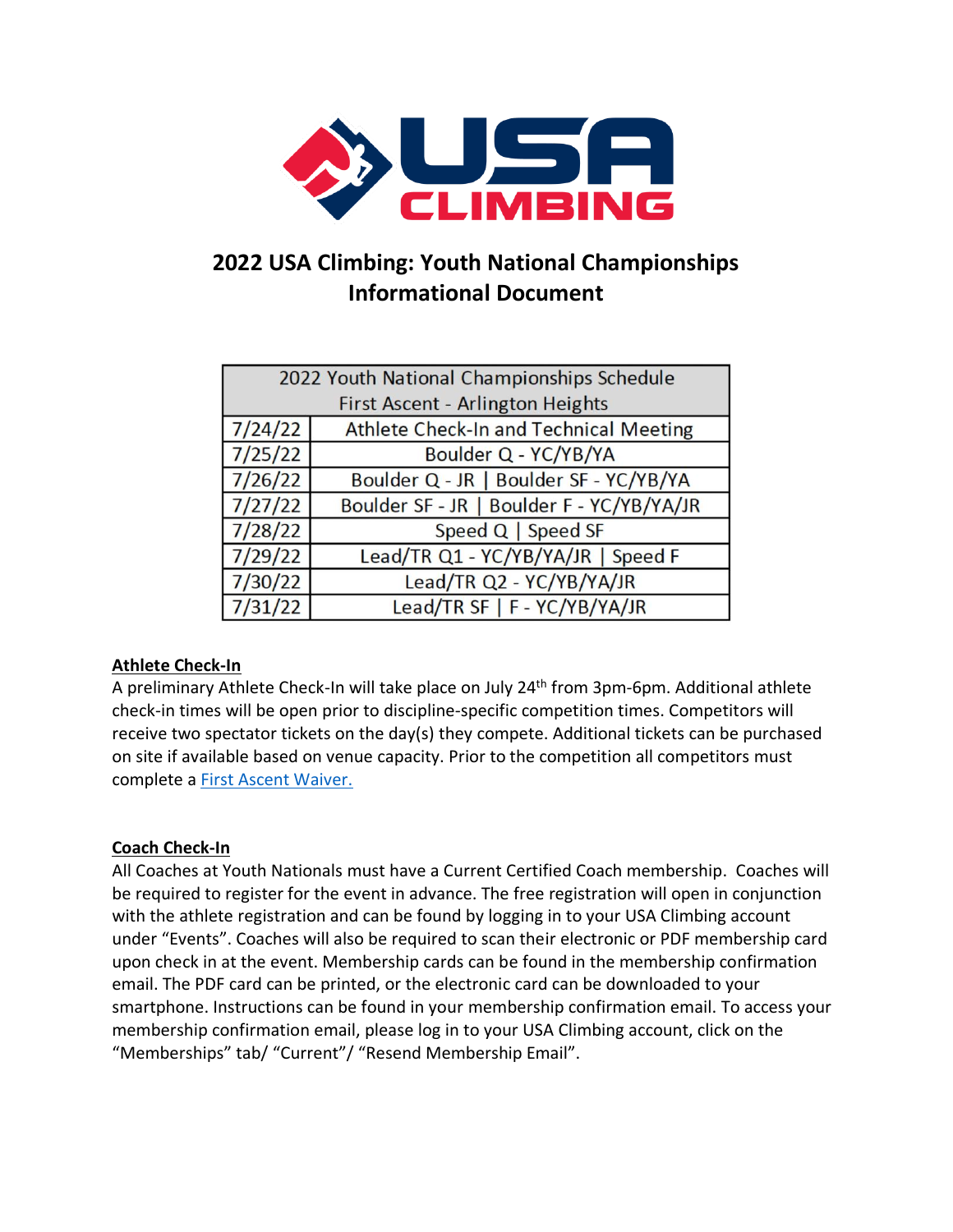# 2022 USA Climbing: Youth National Championships Informational Document

| 2022 Youth National Championships Schedule<br>First Ascent - Arlington Heights | |
|---|---|
| 7/24/22 | Athlete Check-In and Technical Meeting |
| 7/25/22 | Boulder Q - YC/YB/YA |
| 7/26/22 | Boulder Q - JR \| Boulder SF - YC/YB/YA |
| 7/27/22 | Boulder SF - JR \| Boulder F - YC/YB/YA/JR |
| 7/28/22 | Speed Q \| Speed SF |
| 7/29/22 | Lead/TR Q1 - YC/YB/YA/JR \| Speed F |
| 7/30/22 | Lead/TR Q2 - YC/YB/YA/JR |
| 7/31/22 | Lead/TR SF \| F - YC/YB/YA/JR |

## Athlete Check-In

A preliminary Athlete Check-In will take place on July 24th from 3pm-6pm. Additional athlete check-in times will be open prior to discipline-specific competition times. Competitors will receive two spectator tickets on the day(s) they compete. Additional tickets can be purchased on site if available based on venue capacity. Prior to the competition all competitors must complete a First Ascent Waiver.

## Coach Check-In

All Coaches at Youth Nationals must have a Current Certified Coach membership. Coaches will be required to register for the event in advance. The free registration will open in conjunction with the athlete registration and can be found by logging in to your USA Climbing account under "Events". Coaches will also be required to scan their electronic or PDF membership card upon check in at the event. Membership cards can be found in the membership confirmation email. The PDF card can be printed, or the electronic card can be downloaded to your smartphone. Instructions can be found in your membership confirmation email. To access your membership confirmation email, please log in to your USA Climbing account, click on the "Memberships" tab/ "Current"/ "Resend Membership Email".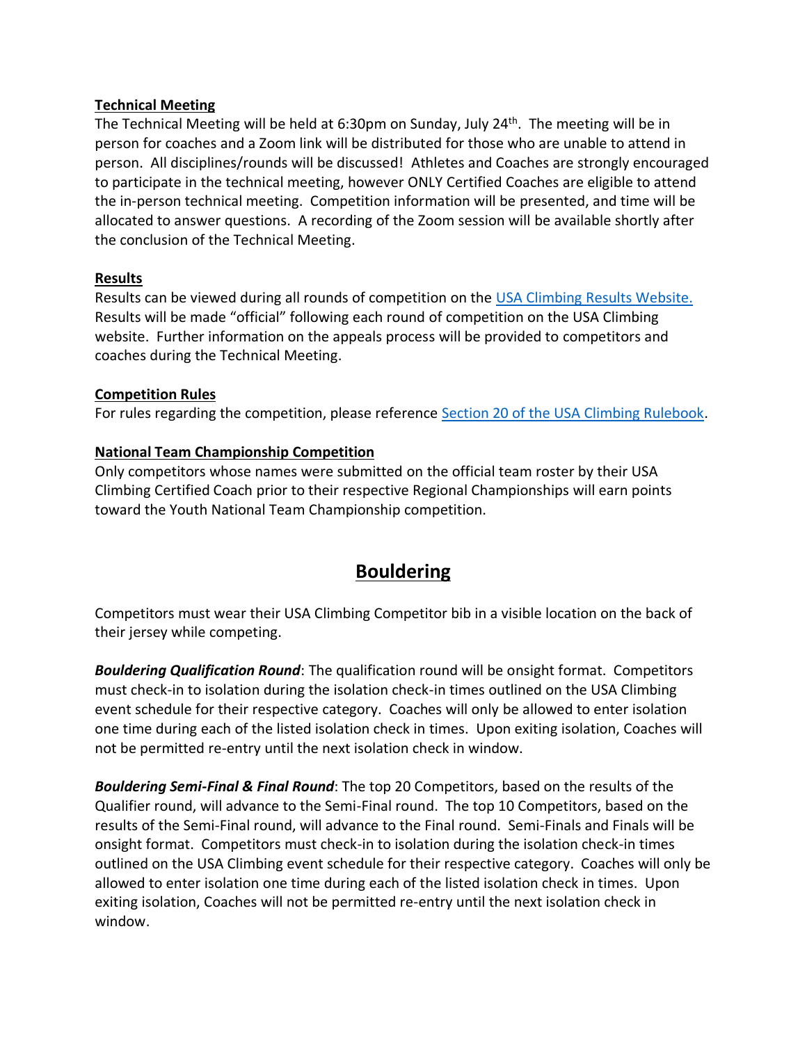**Technical Meeting**

The Technical Meeting will be held at 6:30pm on Sunday, July 24th. The meeting will be in person for coaches and a Zoom link will be distributed for those who are unable to attend in person. All disciplines/rounds will be discussed! Athletes and Coaches are strongly encouraged to participate in the technical meeting, however ONLY Certified Coaches are eligible to attend the in-person technical meeting. Competition information will be presented, and time will be allocated to answer questions. A recording of the Zoom session will be available shortly after the conclusion of the Technical Meeting.

**Results**

Results can be viewed during all rounds of competition on the USA Climbing Results Website. Results will be made "official" following each round of competition on the USA Climbing website. Further information on the appeals process will be provided to competitors and coaches during the Technical Meeting.

**Competition Rules**

For rules regarding the competition, please reference Section 20 of the USA Climbing Rulebook.

**National Team Championship Competition**

Only competitors whose names were submitted on the official team roster by their USA Climbing Certified Coach prior to their respective Regional Championships will earn points toward the Youth National Team Championship competition.

## Bouldering

Competitors must wear their USA Climbing Competitor bib in a visible location on the back of their jersey while competing.

***Bouldering Qualification Round***: The qualification round will be onsight format. Competitors must check-in to isolation during the isolation check-in times outlined on the USA Climbing event schedule for their respective category. Coaches will only be allowed to enter isolation one time during each of the listed isolation check in times. Upon exiting isolation, Coaches will not be permitted re-entry until the next isolation check in window.

***Bouldering Semi-Final & Final Round***: The top 20 Competitors, based on the results of the Qualifier round, will advance to the Semi-Final round. The top 10 Competitors, based on the results of the Semi-Final round, will advance to the Final round. Semi-Finals and Finals will be onsight format. Competitors must check-in to isolation during the isolation check-in times outlined on the USA Climbing event schedule for their respective category. Coaches will only be allowed to enter isolation one time during each of the listed isolation check in times. Upon exiting isolation, Coaches will not be permitted re-entry until the next isolation check in window.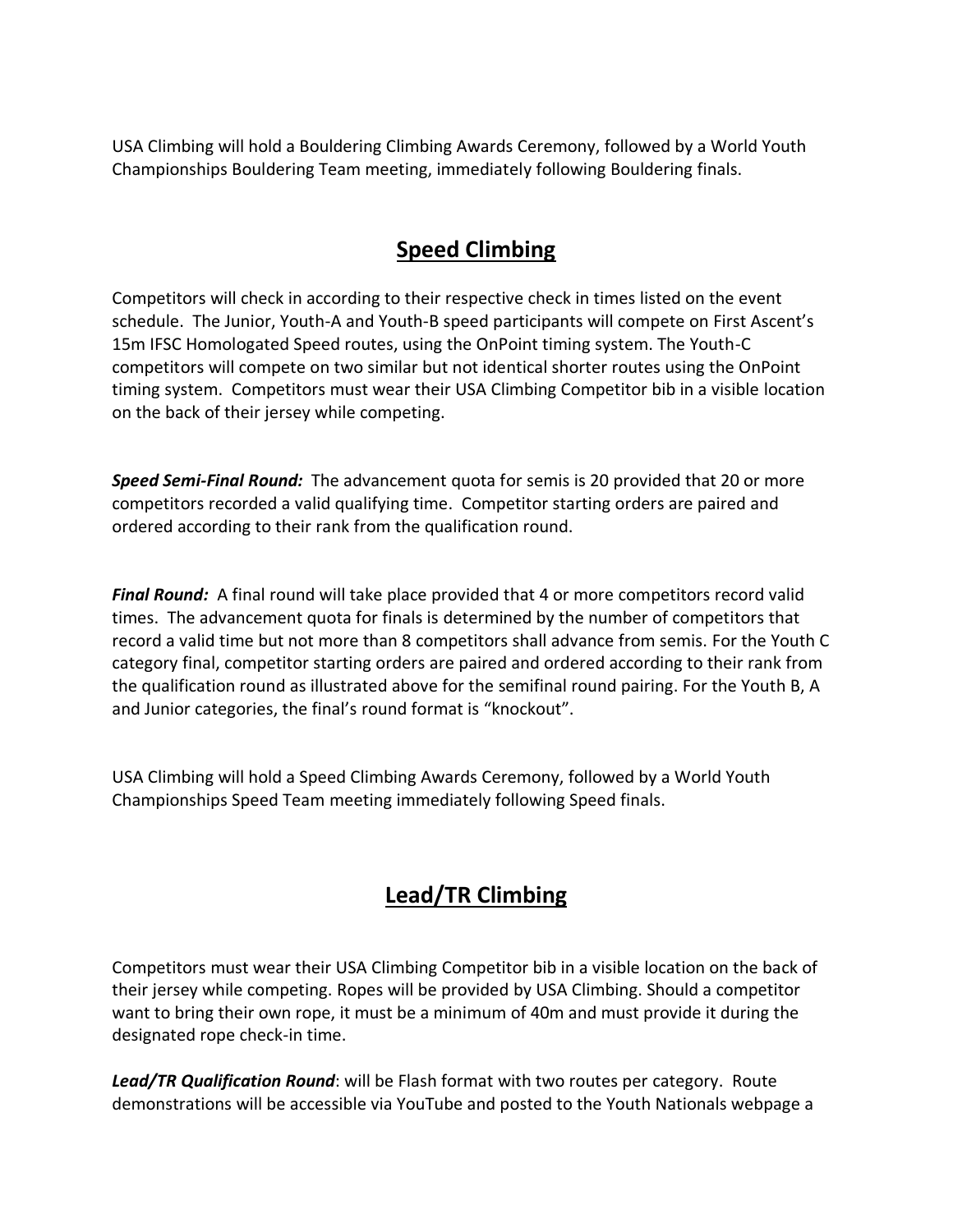USA Climbing will hold a Bouldering Climbing Awards Ceremony, followed by a World Youth Championships Bouldering Team meeting, immediately following Bouldering finals.

## Speed Climbing

Competitors will check in according to their respective check in times listed on the event schedule. The Junior, Youth-A and Youth-B speed participants will compete on First Ascent's 15m IFSC Homologated Speed routes, using the OnPoint timing system. The Youth-C competitors will compete on two similar but not identical shorter routes using the OnPoint timing system. Competitors must wear their USA Climbing Competitor bib in a visible location on the back of their jersey while competing.

***Speed Semi-Final Round:*** The advancement quota for semis is 20 provided that 20 or more competitors recorded a valid qualifying time. Competitor starting orders are paired and ordered according to their rank from the qualification round.

***Final Round:*** A final round will take place provided that 4 or more competitors record valid times. The advancement quota for finals is determined by the number of competitors that record a valid time but not more than 8 competitors shall advance from semis. For the Youth C category final, competitor starting orders are paired and ordered according to their rank from the qualification round as illustrated above for the semifinal round pairing. For the Youth B, A and Junior categories, the final's round format is "knockout".

USA Climbing will hold a Speed Climbing Awards Ceremony, followed by a World Youth Championships Speed Team meeting immediately following Speed finals.

## Lead/TR Climbing

Competitors must wear their USA Climbing Competitor bib in a visible location on the back of their jersey while competing. Ropes will be provided by USA Climbing. Should a competitor want to bring their own rope, it must be a minimum of 40m and must provide it during the designated rope check-in time.

***Lead/TR Qualification Round***: will be Flash format with two routes per category. Route demonstrations will be accessible via YouTube and posted to the Youth Nationals webpage a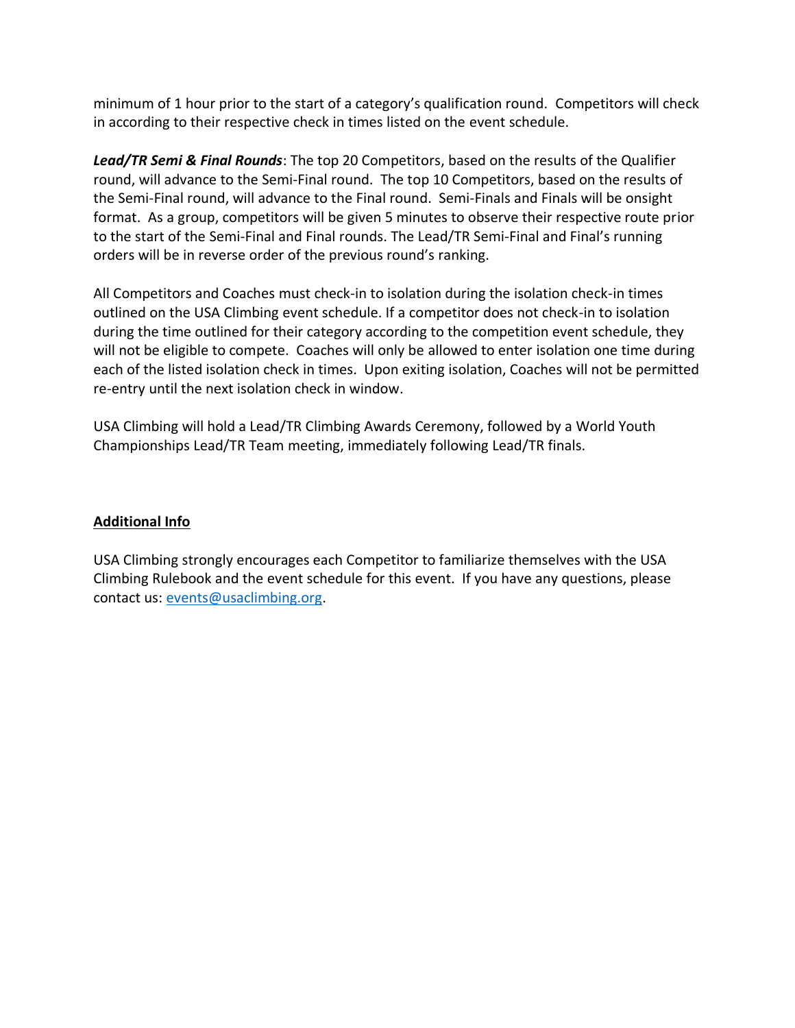minimum of 1 hour prior to the start of a category's qualification round. Competitors will check in according to their respective check in times listed on the event schedule.

***Lead/TR Semi & Final Rounds***: The top 20 Competitors, based on the results of the Qualifier round, will advance to the Semi-Final round. The top 10 Competitors, based on the results of the Semi-Final round, will advance to the Final round. Semi-Finals and Finals will be onsight format. As a group, competitors will be given 5 minutes to observe their respective route prior to the start of the Semi-Final and Final rounds. The Lead/TR Semi-Final and Final's running orders will be in reverse order of the previous round's ranking.

All Competitors and Coaches must check-in to isolation during the isolation check-in times outlined on the USA Climbing event schedule. If a competitor does not check-in to isolation during the time outlined for their category according to the competition event schedule, they will not be eligible to compete. Coaches will only be allowed to enter isolation one time during each of the listed isolation check in times. Upon exiting isolation, Coaches will not be permitted re-entry until the next isolation check in window.

USA Climbing will hold a Lead/TR Climbing Awards Ceremony, followed by a World Youth Championships Lead/TR Team meeting, immediately following Lead/TR finals.

## Additional Info

USA Climbing strongly encourages each Competitor to familiarize themselves with the USA Climbing Rulebook and the event schedule for this event. If you have any questions, please contact us: [events@usaclimbing.org](mailto:events@usaclimbing.org).